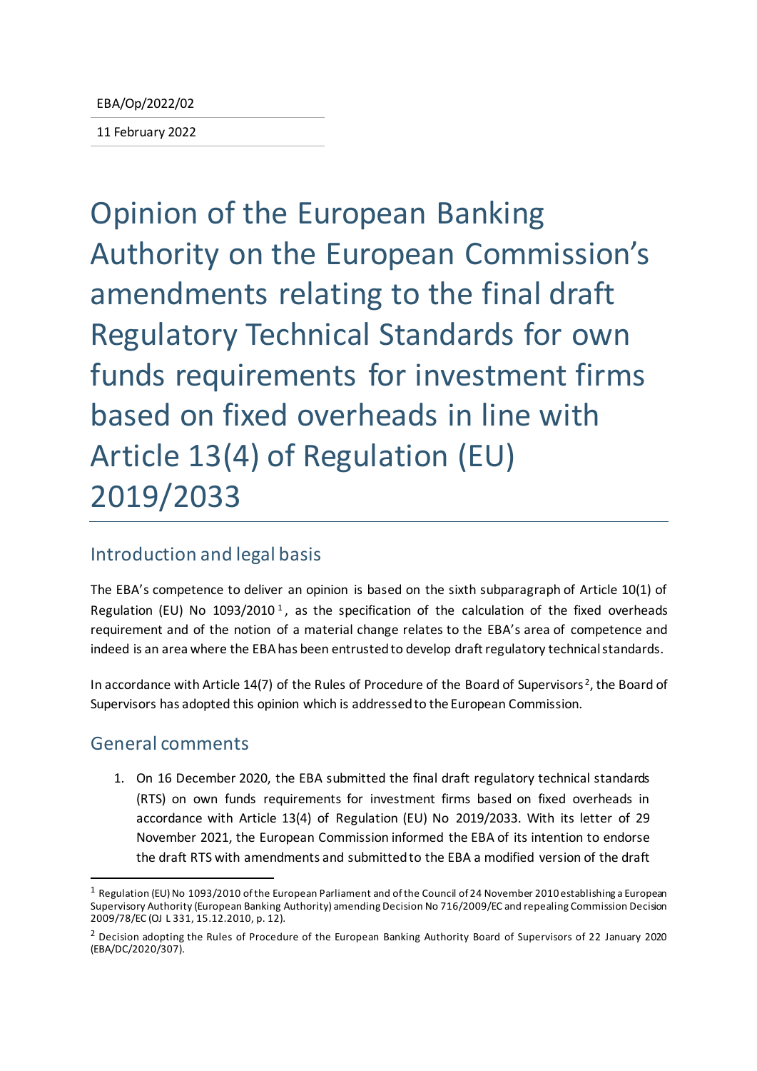EBA/Op/2022/02

11 February 2022

# Opinion of the European Banking Authority on the European Commission's amendments relating to the final draft Regulatory Technical Standards for own funds requirements for investment firms based on fixed overheads in line with Article 13(4) of Regulation (EU) 2019/2033

## Introduction and legal basis

The EBA's competence to deliver an opinion is based on the sixth subparagraph of Article 10(1) of Regulation (EU) No 1093/2010[1], as the specification of the calculation of the fixed overheads requirement and of the notion of a material change relates to the EBA's area of competence and indeed is an area where the EBA has been entrusted to develop draft regulatory technical standards.

In accordance with Article 14(7) of the Rules of Procedure of the Board of Supervisors[2], the Board of Supervisors has adopted this opinion which is addressed to the European Commission.

## General comments

1. On 16 December 2020, the EBA submitted the final draft regulatory technical standards (RTS) on own funds requirements for investment firms based on fixed overheads in accordance with Article 13(4) of Regulation (EU) No 2019/2033. With its letter of 29 November 2021, the European Commission informed the EBA of its intention to endorse the draft RTS with amendments and submitted to the EBA a modified version of the draft

[1] Regulation (EU) No 1093/2010 of the European Parliament and of the Council of 24 November 2010 establishing a European Supervisory Authority (European Banking Authority) amending Decision No 716/2009/EC and repealing Commission Decision 2009/78/EC (OJ L 331, 15.12.2010, p. 12).

[2] Decision adopting the Rules of Procedure of the European Banking Authority Board of Supervisors of 22 January 2020 (EBA/DC/2020/307).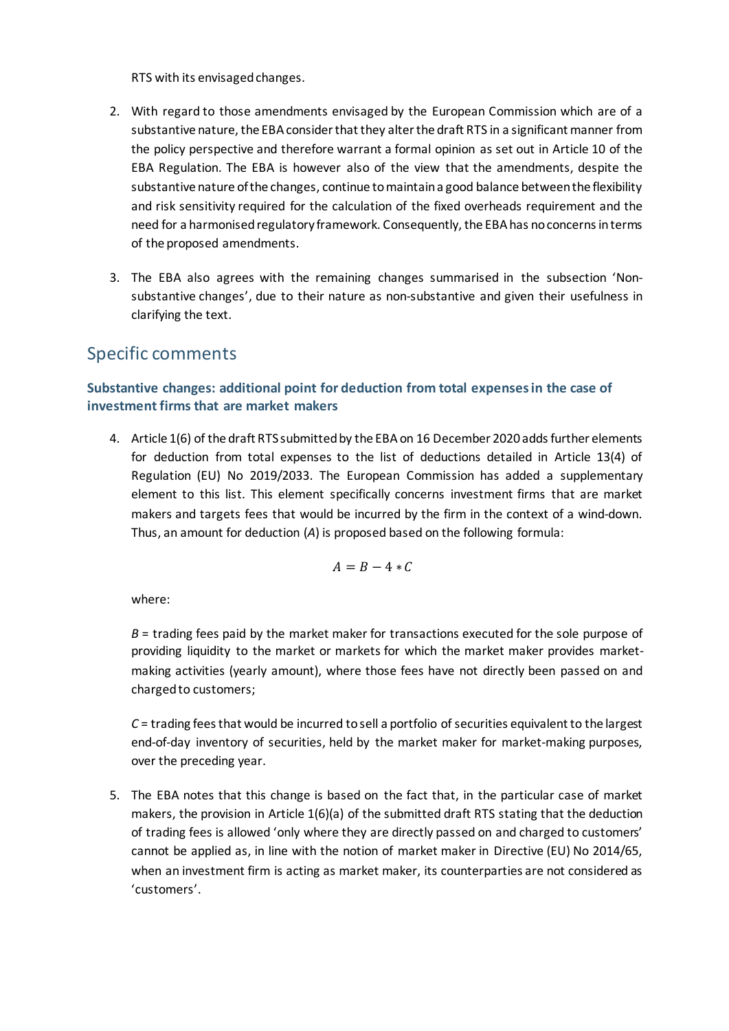RTS with its envisaged changes.

2. With regard to those amendments envisaged by the European Commission which are of a substantive nature, the EBA consider that they alter the draft RTS in a significant manner from the policy perspective and therefore warrant a formal opinion as set out in Article 10 of the EBA Regulation. The EBA is however also of the view that the amendments, despite the substantive nature of the changes, continue to maintain a good balance between the flexibility and risk sensitivity required for the calculation of the fixed overheads requirement and the need for a harmonised regulatory framework. Consequently, the EBA has no concerns in terms of the proposed amendments.

3. The EBA also agrees with the remaining changes summarised in the subsection 'Non-substantive changes', due to their nature as non-substantive and given their usefulness in clarifying the text.

## Specific comments

### Substantive changes: additional point for deduction from total expenses in the case of investment firms that are market makers

4. Article 1(6) of the draft RTS submitted by the EBA on 16 December 2020 adds further elements for deduction from total expenses to the list of deductions detailed in Article 13(4) of Regulation (EU) No 2019/2033. The European Commission has added a supplementary element to this list. This element specifically concerns investment firms that are market makers and targets fees that would be incurred by the firm in the context of a wind-down. Thus, an amount for deduction (*A*) is proposed based on the following formula:

$$A = B - 4 * C$$

where:

*B* = trading fees paid by the market maker for transactions executed for the sole purpose of providing liquidity to the market or markets for which the market maker provides market-making activities (yearly amount), where those fees have not directly been passed on and charged to customers;

*C* = trading fees that would be incurred to sell a portfolio of securities equivalent to the largest end-of-day inventory of securities, held by the market maker for market-making purposes, over the preceding year.

5. The EBA notes that this change is based on the fact that, in the particular case of market makers, the provision in Article 1(6)(a) of the submitted draft RTS stating that the deduction of trading fees is allowed 'only where they are directly passed on and charged to customers' cannot be applied as, in line with the notion of market maker in Directive (EU) No 2014/65, when an investment firm is acting as market maker, its counterparties are not considered as 'customers'.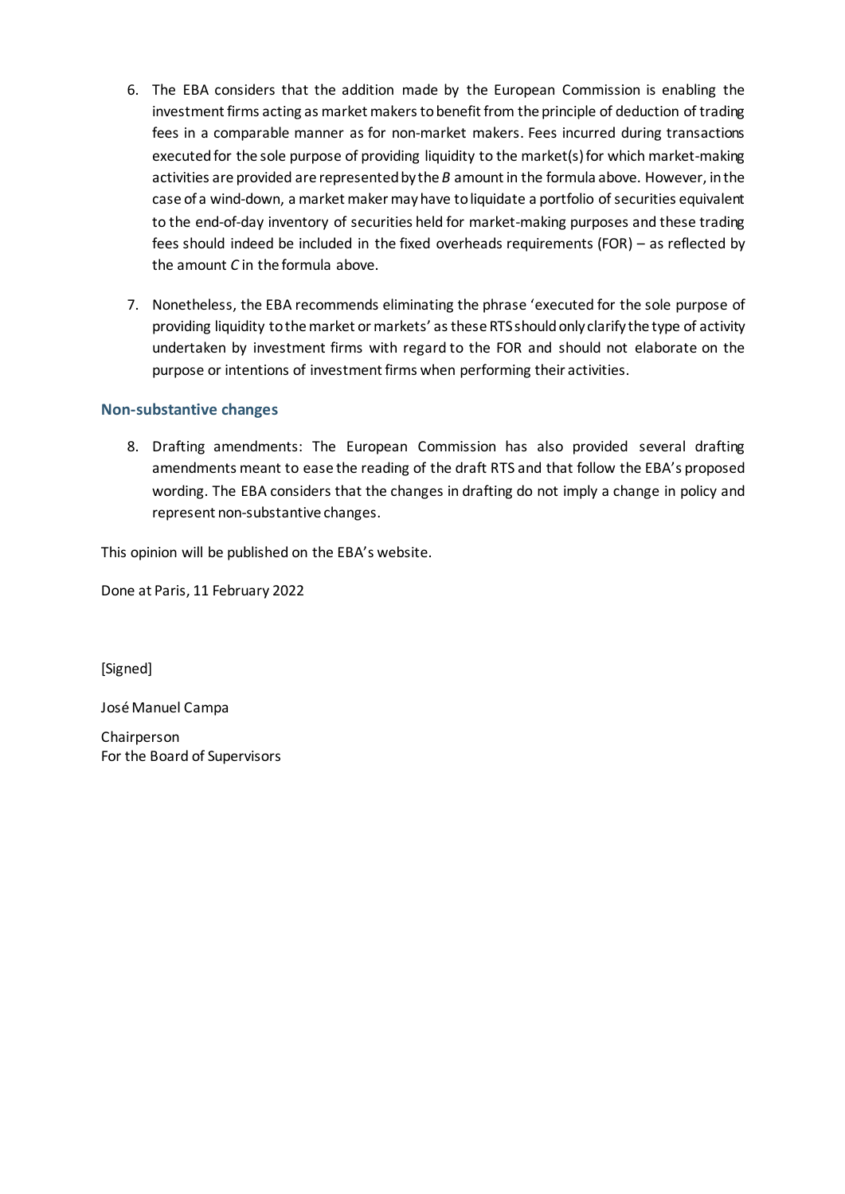6. The EBA considers that the addition made by the European Commission is enabling the investment firms acting as market makers to benefit from the principle of deduction of trading fees in a comparable manner as for non-market makers. Fees incurred during transactions executed for the sole purpose of providing liquidity to the market(s) for which market-making activities are provided are represented by the *B* amount in the formula above. However, in the case of a wind-down, a market maker may have to liquidate a portfolio of securities equivalent to the end-of-day inventory of securities held for market-making purposes and these trading fees should indeed be included in the fixed overheads requirements (FOR) – as reflected by the amount *C* in the formula above.

7. Nonetheless, the EBA recommends eliminating the phrase 'executed for the sole purpose of providing liquidity to the market or markets' as these RTS should only clarify the type of activity undertaken by investment firms with regard to the FOR and should not elaborate on the purpose or intentions of investment firms when performing their activities.

### Non-substantive changes

8. Drafting amendments: The European Commission has also provided several drafting amendments meant to ease the reading of the draft RTS and that follow the EBA's proposed wording. The EBA considers that the changes in drafting do not imply a change in policy and represent non-substantive changes.

This opinion will be published on the EBA's website.

Done at Paris, 11 February 2022

[Signed]

José Manuel Campa

Chairperson
For the Board of Supervisors